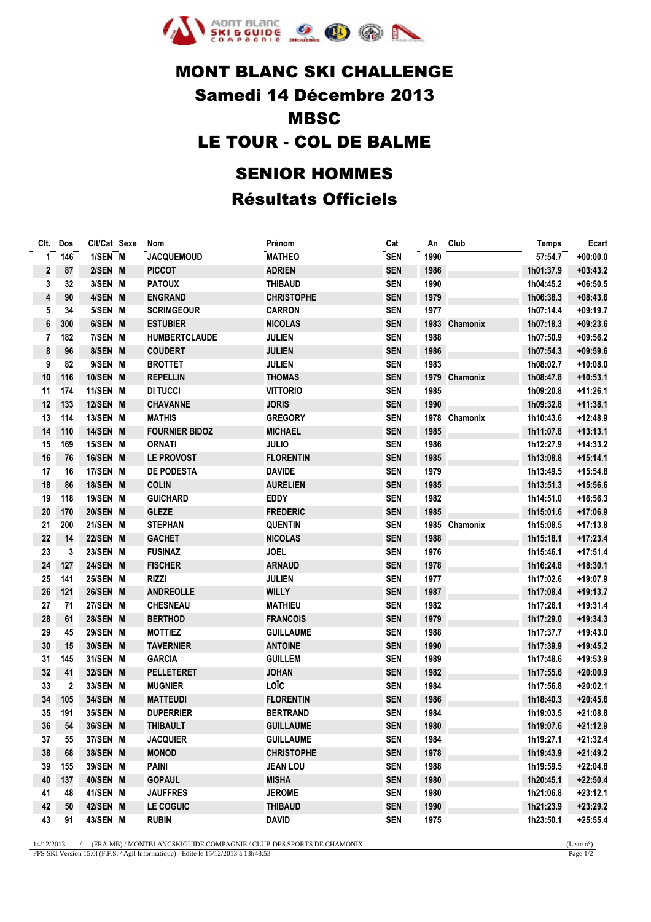# MONT BLANC SKI CHALLENGE

## Samedi 14 Décembre 2013

## MBSC

## LE TOUR - COL DE BALME

## SENIOR HOMMES

## Résultats Officiels

| Clt. | Dos | Clt/Cat | Sexe | Nom | Prénom | Cat | An | Club | Temps | Ecart |
|---|---|---|---|---|---|---|---|---|---|---|
| 1 | 146 | 1/SEN | M | JACQUEMOUD | MATHEO | SEN | 1990 | | 57:54.7 | +00:00.0 |
| 2 | 87 | 2/SEN | M | PICCOT | ADRIEN | SEN | 1986 | | 1h01:37.9 | +03:43.2 |
| 3 | 32 | 3/SEN | M | PATOUX | THIBAUD | SEN | 1990 | | 1h04:45.2 | +06:50.5 |
| 4 | 90 | 4/SEN | M | ENGRAND | CHRISTOPHE | SEN | 1979 | | 1h06:38.3 | +08:43.6 |
| 5 | 34 | 5/SEN | M | SCRIMGEOUR | CARRON | SEN | 1977 | | 1h07:14.4 | +09:19.7 |
| 6 | 300 | 6/SEN | M | ESTUBIER | NICOLAS | SEN | 1983 | Chamonix | 1h07:18.3 | +09:23.6 |
| 7 | 182 | 7/SEN | M | HUMBERTCLAUDE | JULIEN | SEN | 1988 | | 1h07:50.9 | +09:56.2 |
| 8 | 96 | 8/SEN | M | COUDERT | JULIEN | SEN | 1986 | | 1h07:54.3 | +09:59.6 |
| 9 | 82 | 9/SEN | M | BROTTET | JULIEN | SEN | 1983 | | 1h08:02.7 | +10:08.0 |
| 10 | 116 | 10/SEN | M | REPELLIN | THOMAS | SEN | 1979 | Chamonix | 1h08:47.8 | +10:53.1 |
| 11 | 174 | 11/SEN | M | DI TUCCI | VITTORIO | SEN | 1985 | | 1h09:20.8 | +11:26.1 |
| 12 | 133 | 12/SEN | M | CHAVANNE | JORIS | SEN | 1990 | | 1h09:32.8 | +11:38.1 |
| 13 | 114 | 13/SEN | M | MATHIS | GREGORY | SEN | 1978 | Chamonix | 1h10:43.6 | +12:48.9 |
| 14 | 110 | 14/SEN | M | FOURNIER BIDOZ | MICHAEL | SEN | 1985 | | 1h11:07.8 | +13:13.1 |
| 15 | 169 | 15/SEN | M | ORNATI | JULIO | SEN | 1986 | | 1h12:27.9 | +14:33.2 |
| 16 | 76 | 16/SEN | M | LE PROVOST | FLORENTIN | SEN | 1985 | | 1h13:08.8 | +15:14.1 |
| 17 | 16 | 17/SEN | M | DE PODESTA | DAVIDE | SEN | 1979 | | 1h13:49.5 | +15:54.8 |
| 18 | 86 | 18/SEN | M | COLIN | AURELIEN | SEN | 1985 | | 1h13:51.3 | +15:56.6 |
| 19 | 118 | 19/SEN | M | GUICHARD | EDDY | SEN | 1982 | | 1h14:51.0 | +16:56.3 |
| 20 | 170 | 20/SEN | M | GLEZE | FREDERIC | SEN | 1985 | | 1h15:01.6 | +17:06.9 |
| 21 | 200 | 21/SEN | M | STEPHAN | QUENTIN | SEN | 1985 | Chamonix | 1h15:08.5 | +17:13.8 |
| 22 | 14 | 22/SEN | M | GACHET | NICOLAS | SEN | 1988 | | 1h15:18.1 | +17:23.4 |
| 23 | 3 | 23/SEN | M | FUSINAZ | JOEL | SEN | 1976 | | 1h15:46.1 | +17:51.4 |
| 24 | 127 | 24/SEN | M | FISCHER | ARNAUD | SEN | 1978 | | 1h16:24.8 | +18:30.1 |
| 25 | 141 | 25/SEN | M | RIZZI | JULIEN | SEN | 1977 | | 1h17:02.6 | +19:07.9 |
| 26 | 121 | 26/SEN | M | ANDREOLLE | WILLY | SEN | 1987 | | 1h17:08.4 | +19:13.7 |
| 27 | 71 | 27/SEN | M | CHESNEAU | MATHIEU | SEN | 1982 | | 1h17:26.1 | +19:31.4 |
| 28 | 61 | 28/SEN | M | BERTHOD | FRANCOIS | SEN | 1979 | | 1h17:29.0 | +19:34.3 |
| 29 | 45 | 29/SEN | M | MOTTIEZ | GUILLAUME | SEN | 1988 | | 1h17:37.7 | +19:43.0 |
| 30 | 15 | 30/SEN | M | TAVERNIER | ANTOINE | SEN | 1990 | | 1h17:39.9 | +19:45.2 |
| 31 | 145 | 31/SEN | M | GARCIA | GUILLEM | SEN | 1989 | | 1h17:48.6 | +19:53.9 |
| 32 | 41 | 32/SEN | M | PELLETERET | JOHAN | SEN | 1982 | | 1h17:55.6 | +20:00.9 |
| 33 | 2 | 33/SEN | M | MUGNIER | LOÏC | SEN | 1984 | | 1h17:56.8 | +20:02.1 |
| 34 | 105 | 34/SEN | M | MATTEUDI | FLORENTIN | SEN | 1986 | | 1h18:40.3 | +20:45.6 |
| 35 | 191 | 35/SEN | M | DUPERRIER | BERTRAND | SEN | 1984 | | 1h19:03.5 | +21:08.8 |
| 36 | 54 | 36/SEN | M | THIBAULT | GUILLAUME | SEN | 1980 | | 1h19:07.6 | +21:12.9 |
| 37 | 55 | 37/SEN | M | JACQUIER | GUILLAUME | SEN | 1984 | | 1h19:27.1 | +21:32.4 |
| 38 | 68 | 38/SEN | M | MONOD | CHRISTOPHE | SEN | 1978 | | 1h19:43.9 | +21:49.2 |
| 39 | 155 | 39/SEN | M | PAINI | JEAN LOU | SEN | 1988 | | 1h19:59.5 | +22:04.8 |
| 40 | 137 | 40/SEN | M | GOPAUL | MISHA | SEN | 1980 | | 1h20:45.1 | +22:50.4 |
| 41 | 48 | 41/SEN | M | JAUFFRES | JEROME | SEN | 1980 | | 1h21:06.8 | +23:12.1 |
| 42 | 50 | 42/SEN | M | LE COGUIC | THIBAUD | SEN | 1990 | | 1h21:23.9 | +23:29.2 |
| 43 | 91 | 43/SEN | M | RUBIN | DAVID | SEN | 1975 | | 1h23:50.1 | +25:55.4 |

14/12/2013 / (FRA-MB) / MONTBLANCSKIGUIDE COMPAGNIE / CLUB DES SPORTS DE CHAMONIX - (Liste n°)

FFS-SKI Version 15.0l (F.F.S. / Agil Informatique) - Edité le 15/12/2013 à 13h48:53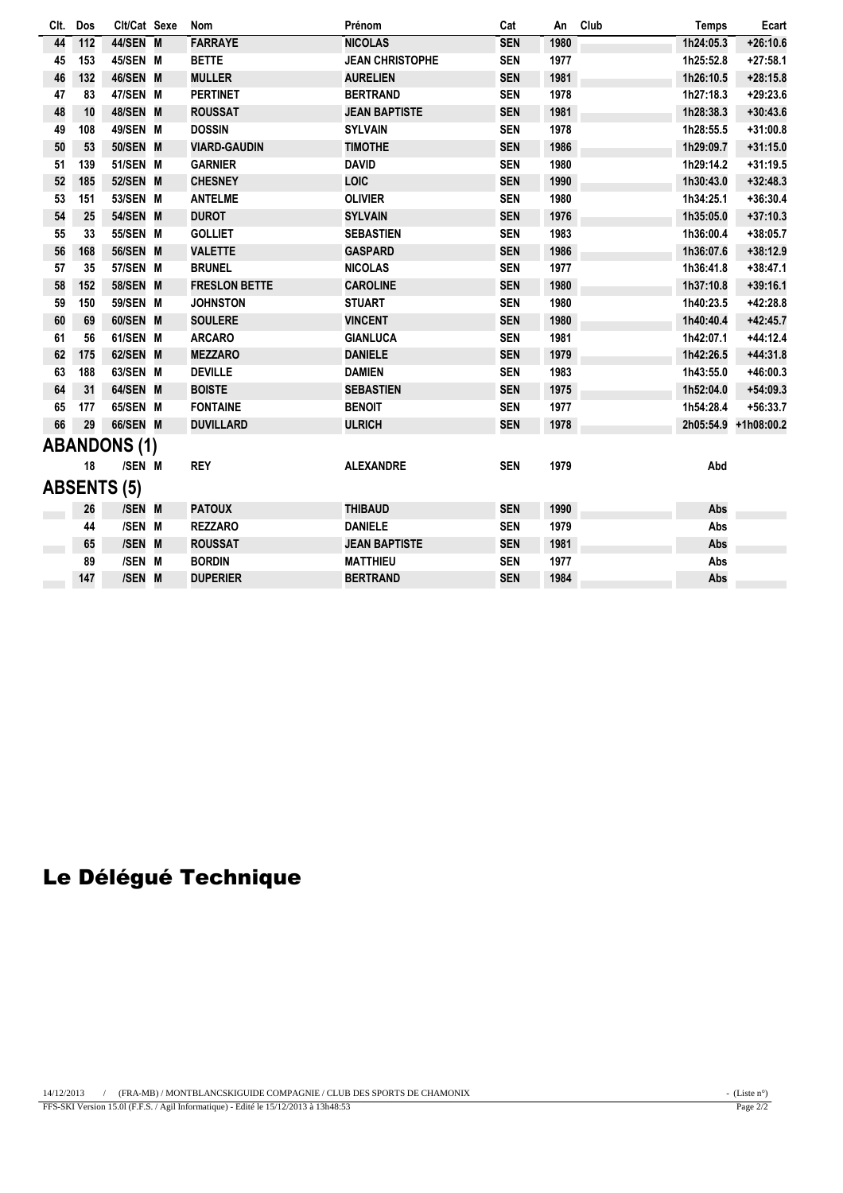| Clt. | Dos | Clt/Cat | Sexe | Nom | Prénom | Cat | An | Club | Temps | Ecart |
|---|---|---|---|---|---|---|---|---|---|---|
| 44 | 112 | 44/SEN | M | FARRAYE | NICOLAS | SEN | 1980 | | 1h24:05.3 | +26:10.6 |
| 45 | 153 | 45/SEN | M | BETTE | JEAN CHRISTOPHE | SEN | 1977 | | 1h25:52.8 | +27:58.1 |
| 46 | 132 | 46/SEN | M | MULLER | AURELIEN | SEN | 1981 | | 1h26:10.5 | +28:15.8 |
| 47 | 83 | 47/SEN | M | PERTINET | BERTRAND | SEN | 1978 | | 1h27:18.3 | +29:23.6 |
| 48 | 10 | 48/SEN | M | ROUSSAT | JEAN BAPTISTE | SEN | 1981 | | 1h28:38.3 | +30:43.6 |
| 49 | 108 | 49/SEN | M | DOSSIN | SYLVAIN | SEN | 1978 | | 1h28:55.5 | +31:00.8 |
| 50 | 53 | 50/SEN | M | VIARD-GAUDIN | TIMOTHE | SEN | 1986 | | 1h29:09.7 | +31:15.0 |
| 51 | 139 | 51/SEN | M | GARNIER | DAVID | SEN | 1980 | | 1h29:14.2 | +31:19.5 |
| 52 | 185 | 52/SEN | M | CHESNEY | LOIC | SEN | 1990 | | 1h30:43.0 | +32:48.3 |
| 53 | 151 | 53/SEN | M | ANTELME | OLIVIER | SEN | 1980 | | 1h34:25.1 | +36:30.4 |
| 54 | 25 | 54/SEN | M | DUROT | SYLVAIN | SEN | 1976 | | 1h35:05.0 | +37:10.3 |
| 55 | 33 | 55/SEN | M | GOLLIET | SEBASTIEN | SEN | 1983 | | 1h36:00.4 | +38:05.7 |
| 56 | 168 | 56/SEN | M | VALETTE | GASPARD | SEN | 1986 | | 1h36:07.6 | +38:12.9 |
| 57 | 35 | 57/SEN | M | BRUNEL | NICOLAS | SEN | 1977 | | 1h36:41.8 | +38:47.1 |
| 58 | 152 | 58/SEN | M | FRESLON BETTE | CAROLINE | SEN | 1980 | | 1h37:10.8 | +39:16.1 |
| 59 | 150 | 59/SEN | M | JOHNSTON | STUART | SEN | 1980 | | 1h40:23.5 | +42:28.8 |
| 60 | 69 | 60/SEN | M | SOULERE | VINCENT | SEN | 1980 | | 1h40:40.4 | +42:45.7 |
| 61 | 56 | 61/SEN | M | ARCARO | GIANLUCA | SEN | 1981 | | 1h42:07.1 | +44:12.4 |
| 62 | 175 | 62/SEN | M | MEZZARO | DANIELE | SEN | 1979 | | 1h42:26.5 | +44:31.8 |
| 63 | 188 | 63/SEN | M | DEVILLE | DAMIEN | SEN | 1983 | | 1h43:55.0 | +46:00.3 |
| 64 | 31 | 64/SEN | M | BOISTE | SEBASTIEN | SEN | 1975 | | 1h52:04.0 | +54:09.3 |
| 65 | 177 | 65/SEN | M | FONTAINE | BENOIT | SEN | 1977 | | 1h54:28.4 | +56:33.7 |
| 66 | 29 | 66/SEN | M | DUVILLARD | ULRICH | SEN | 1978 | | 2h05:54.9 | +1h08:00.2 |

## ABANDONS (1)

| Clt. | Dos | Clt/Cat | Sexe | Nom | Prénom | Cat | An | Club | Temps | Ecart |
|---|---|---|---|---|---|---|---|---|---|---|
| | 18 | /SEN | M | REY | ALEXANDRE | SEN | 1979 | | Abd | |

## ABSENTS (5)

| Clt. | Dos | Clt/Cat | Sexe | Nom | Prénom | Cat | An | Club | Temps | Ecart |
|---|---|---|---|---|---|---|---|---|---|---|
| | 26 | /SEN | M | PATOUX | THIBAUD | SEN | 1990 | | Abs | |
| | 44 | /SEN | M | REZZARO | DANIELE | SEN | 1979 | | Abs | |
| | 65 | /SEN | M | ROUSSAT | JEAN BAPTISTE | SEN | 1981 | | Abs | |
| | 89 | /SEN | M | BORDIN | MATTHIEU | SEN | 1977 | | Abs | |
| | 147 | /SEN | M | DUPERIER | BERTRAND | SEN | 1984 | | Abs | |

# Le Délégué Technique

14/12/2013 / (FRA-MB) / MONTBLANCSKIGUIDE COMPAGNIE / CLUB DES SPORTS DE CHAMONIX - (Liste n°)

FFS-SKI Version 15.0l (F.F.S. / Agil Informatique) - Edité le 15/12/2013 à 13h48:53